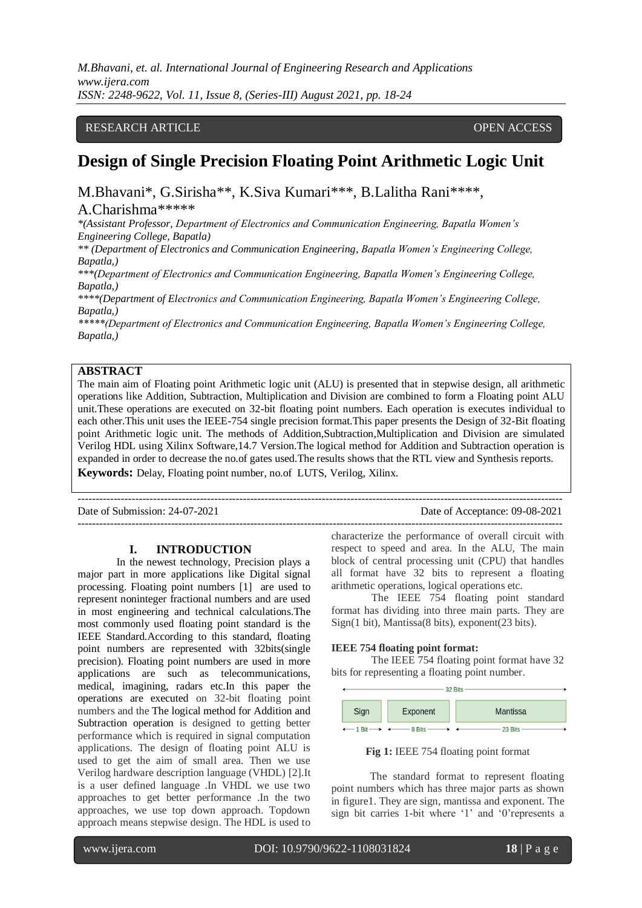RESEARCH ARTICLE OPEN ACCESS

# Design of Single Precision Floating Point Arithmetic Logic Unit

M.Bhavani*, G.Sirisha**, K.Siva Kumari***, B.Lalitha Rani****, A.Charishma*****

*\*(Assistant Professor, Department of Electronics and Communication Engineering, Bapatla Women's Engineering College, Bapatla)*

*\*\* (Department of Electronics and Communication Engineering, Bapatla Women's Engineering College, Bapatla,)*

*\*\*\*(Department of Electronics and Communication Engineering, Bapatla Women's Engineering College, Bapatla,)*

*\*\*\*\*(Department of Electronics and Communication Engineering, Bapatla Women's Engineering College, Bapatla,)*

*\*\*\*\*\*(Department of Electronics and Communication Engineering, Bapatla Women's Engineering College, Bapatla,)*

## ABSTRACT

The main aim of Floating point Arithmetic logic unit (ALU) is presented that in stepwise design, all arithmetic operations like Addition, Subtraction, Multiplication and Division are combined to form a Floating point ALU unit.These operations are executed on 32-bit floating point numbers. Each operation is executes individual to each other.This unit uses the IEEE-754 single precision format.This paper presents the Design of 32-Bit floating point Arithmetic logic unit. The methods of Addition,Subtraction,Multiplication and Division are simulated Verilog HDL using Xilinx Software,14.7 Version.The logical method for Addition and Subtraction operation is expanded in order to decrease the no.of gates used.The results shows that the RTL view and Synthesis reports.

**Keywords:** Delay, Floating point number, no.of LUTS, Verilog, Xilinx.

---

Date of Submission: 24-07-2021 Date of Acceptance: 09-08-2021

---

## I. INTRODUCTION

In the newest technology, Precision plays a major part in more applications like Digital signal processing. Floating point numbers [1] are used to represent noninteger fractional numbers and are used in most engineering and technical calculations.The most commonly used floating point standard is the IEEE Standard.According to this standard, floating point numbers are represented with 32bits(single precision). Floating point numbers are used in more applications are such as telecommunications, medical, imagining, radars etc.In this paper the operations are executed on 32-bit floating point numbers and the The logical method for Addition and Subtraction operation is designed to getting better performance which is required in signal computation applications. The design of floating point ALU is used to get the aim of small area. Then we use Verilog hardware description language (VHDL) [2].It is a user defined language .In VHDL we use two approaches to get better performance .In the two approaches, we use top down approach. Topdown approach means stepwise design. The HDL is used to characterize the performance of overall circuit with respect to speed and area. In the ALU, The main block of central processing unit (CPU) that handles all format have 32 bits to represent a floating arithmetic operations, logical operations etc.

The IEEE 754 floating point standard format has dividing into three main parts. They are Sign(1 bit), Mantissa(8 bits), exponent(23 bits).

**IEEE 754 floating point format:**

The IEEE 754 floating point format have 32 bits for representing a floating point number.

| Sign | Exponent | Mantissa |
|---|---|---|
| 1 Bit | 8 Bits | 23 Bits |

32 Bits

**Fig 1:** IEEE 754 floating point format

The standard format to represent floating point numbers which has three major parts as shown in figure1. They are sign, mantissa and exponent. The sign bit carries 1-bit where '1' and '0'represents a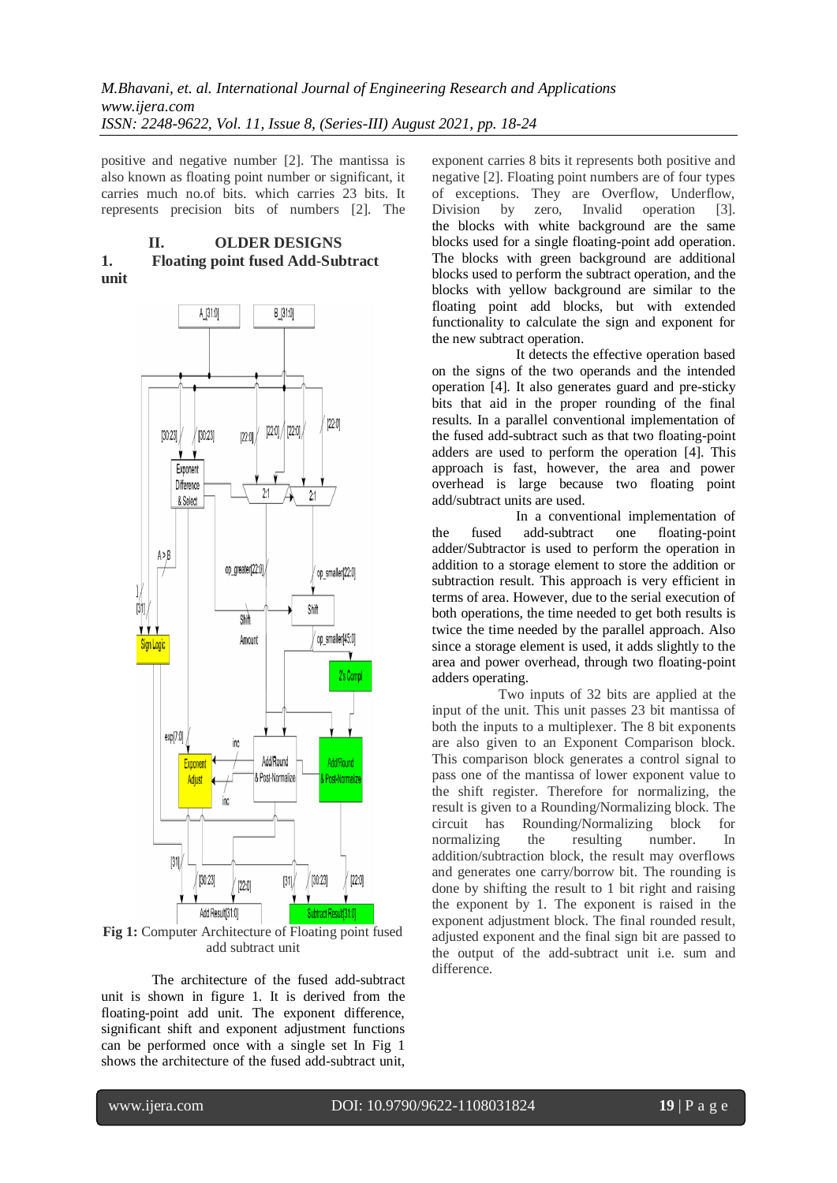positive and negative number [2]. The mantissa is also known as floating point number or significant, it carries much no.of bits. which carries 23 bits. It represents precision bits of numbers [2]. The exponent carries 8 bits it represents both positive and negative [2]. Floating point numbers are of four types of exceptions. They are Overflow, Underflow, Division by zero, Invalid operation [3].

## II. OLDER DESIGNS

### 1. Floating point fused Add-Subtract unit

**Fig 1:** Computer Architecture of Floating point fused add subtract unit

The architecture of the fused add-subtract unit is shown in figure 1. It is derived from the floating-point add unit. The exponent difference, significant shift and exponent adjustment functions can be performed once with a single set In Fig 1 shows the architecture of the fused add-subtract unit, the blocks with white background are the same blocks used for a single floating-point add operation. The blocks with green background are additional blocks used to perform the subtract operation, and the blocks with yellow background are similar to the floating point add blocks, but with extended functionality to calculate the sign and exponent for the new subtract operation.

It detects the effective operation based on the signs of the two operands and the intended operation [4]. It also generates guard and pre-sticky bits that aid in the proper rounding of the final results. In a parallel conventional implementation of the fused add-subtract such as that two floating-point adders are used to perform the operation [4]. This approach is fast, however, the area and power overhead is large because two floating point add/subtract units are used.

In a conventional implementation of the fused add-subtract one floating-point adder/Subtractor is used to perform the operation in addition to a storage element to store the addition or subtraction result. This approach is very efficient in terms of area. However, due to the serial execution of both operations, the time needed to get both results is twice the time needed by the parallel approach. Also since a storage element is used, it adds slightly to the area and power overhead, through two floating-point adders operating.

Two inputs of 32 bits are applied at the input of the unit. This unit passes 23 bit mantissa of both the inputs to a multiplexer. The 8 bit exponents are also given to an Exponent Comparison block. This comparison block generates a control signal to pass one of the mantissa of lower exponent value to the shift register. Therefore for normalizing, the result is given to a Rounding/Normalizing block. The circuit has Rounding/Normalizing block for normalizing the resulting number. In addition/subtraction block, the result may overflows and generates one carry/borrow bit. The rounding is done by shifting the result to 1 bit right and raising the exponent by 1. The exponent is raised in the exponent adjustment block. The final rounded result, adjusted exponent and the final sign bit are passed to the output of the add-subtract unit i.e. sum and difference.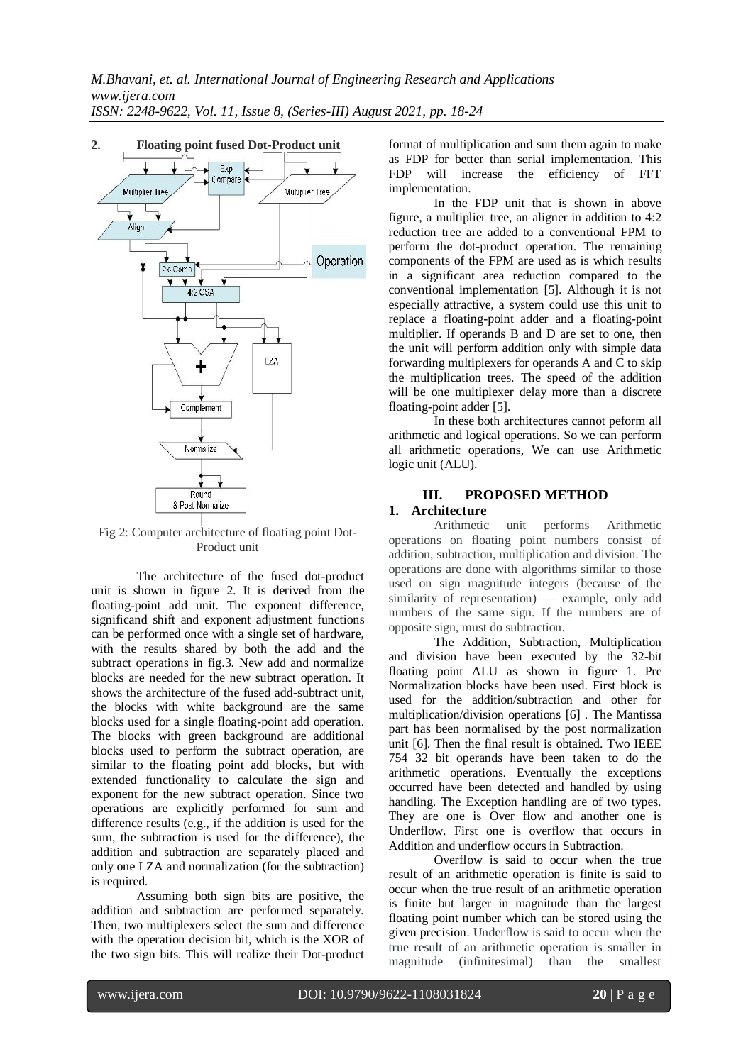## 2. Floating point fused Dot-Product unit

Fig 2: Computer architecture of floating point Dot-Product unit

The architecture of the fused dot-product unit is shown in figure 2. It is derived from the floating-point add unit. The exponent difference, significand shift and exponent adjustment functions can be performed once with a single set of hardware, with the results shared by both the add and the subtract operations in fig.3. New add and normalize blocks are needed for the new subtract operation. It shows the architecture of the fused add-subtract unit, the blocks with white background are the same blocks used for a single floating-point add operation. The blocks with green background are additional blocks used to perform the subtract operation, are similar to the floating point add blocks, but with extended functionality to calculate the sign and exponent for the new subtract operation. Since two operations are explicitly performed for sum and difference results (e.g., if the addition is used for the sum, the subtraction is used for the difference), the addition and subtraction are separately placed and only one LZA and normalization (for the subtraction) is required.

Assuming both sign bits are positive, the addition and subtraction are performed separately. Then, two multiplexers select the sum and difference with the operation decision bit, which is the XOR of the two sign bits. This will realize their Dot-product format of multiplication and sum them again to make as FDP for better than serial implementation. This FDP will increase the efficiency of FFT implementation.

In the FDP unit that is shown in above figure, a multiplier tree, an aligner in addition to 4:2 reduction tree are added to a conventional FPM to perform the dot-product operation. The remaining components of the FPM are used as is which results in a significant area reduction compared to the conventional implementation [5]. Although it is not especially attractive, a system could use this unit to replace a floating-point adder and a floating-point multiplier. If operands B and D are set to one, then the unit will perform addition only with simple data forwarding multiplexers for operands A and C to skip the multiplication trees. The speed of the addition will be one multiplexer delay more than a discrete floating-point adder [5].

In these both architectures cannot peform all arithmetic and logical operations. So we can perform all arithmetic operations, We can use Arithmetic logic unit (ALU).

# III. PROPOSED METHOD

## 1. Architecture

Arithmetic unit performs Arithmetic operations on floating point numbers consist of addition, subtraction, multiplication and division. The operations are done with algorithms similar to those used on sign magnitude integers (because of the similarity of representation) — example, only add numbers of the same sign. If the numbers are of opposite sign, must do subtraction.

The Addition, Subtraction, Multiplication and division have been executed by the 32-bit floating point ALU as shown in figure 1. Pre Normalization blocks have been used. First block is used for the addition/subtraction and other for multiplication/division operations [6] . The Mantissa part has been normalised by the post normalization unit [6]. Then the final result is obtained. Two IEEE 754 32 bit operands have been taken to do the arithmetic operations. Eventually the exceptions occurred have been detected and handled by using handling. The Exception handling are of two types. They are one is Over flow and another one is Underflow. First one is overflow that occurs in Addition and underflow occurs in Subtraction.

Overflow is said to occur when the true result of an arithmetic operation is finite is said to occur when the true result of an arithmetic operation is finite but larger in magnitude than the largest floating point number which can be stored using the given precision. Underflow is said to occur when the true result of an arithmetic operation is smaller in magnitude (infinitesimal) than the smallest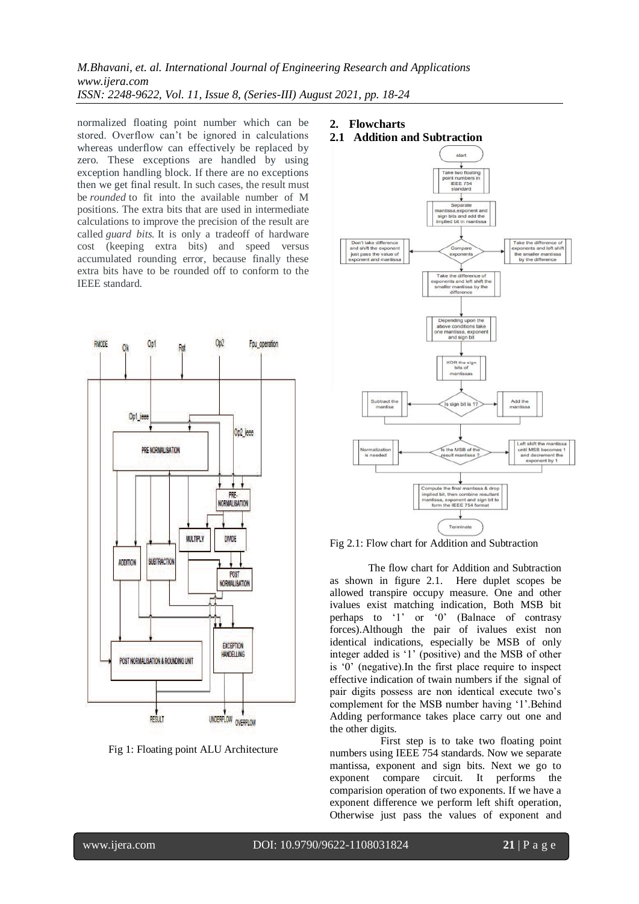normalized floating point number which can be stored. Overflow can't be ignored in calculations whereas underflow can effectively be replaced by zero. These exceptions are handled by using exception handling block. If there are no exceptions then we get final result. In such cases, the result must be *rounded* to fit into the available number of M positions. The extra bits that are used in intermediate calculations to improve the precision of the result are called *guard bits*. It is only a tradeoff of hardware cost (keeping extra bits) and speed versus accumulated rounding error, because finally these extra bits have to be rounded off to conform to the IEEE standard.

Fig 1: Floating point ALU Architecture

## 2. Flowcharts

### 2.1 Addition and Subtraction

Fig 2.1: Flow chart for Addition and Subtraction

The flow chart for Addition and Subtraction as shown in figure 2.1. Here duplet scopes be allowed transpire occupy measure. One and other ivalues exist matching indication, Both MSB bit perhaps to '1' or '0' (Balnace of contrasy forces).Although the pair of ivalues exist non identical indications, especially be MSB of only integer added is '1' (positive) and the MSB of other is '0' (negative).In the first place require to inspect effective indication of twain numbers if the signal of pair digits possess are non identical execute two's complement for the MSB number having '1'.Behind Adding performance takes place carry out one and the other digits.

First step is to take two floating point numbers using IEEE 754 standards. Now we separate mantissa, exponent and sign bits. Next we go to exponent compare circuit. It performs the comparision operation of two exponents. If we have a exponent difference we perform left shift operation, Otherwise just pass the values of exponent and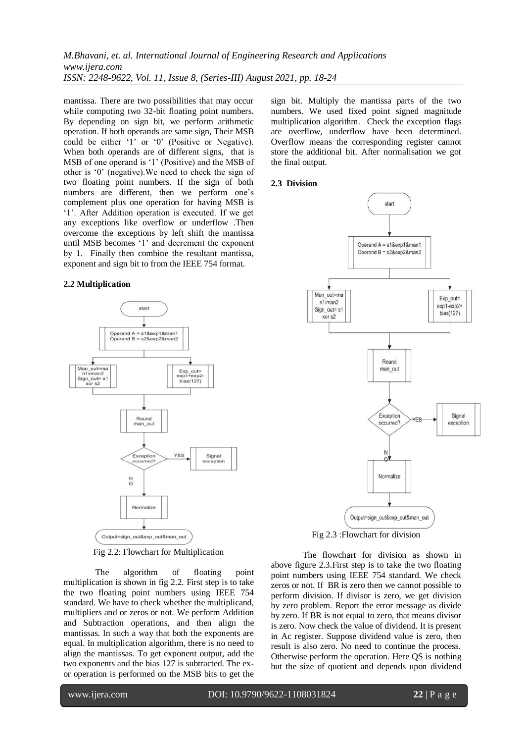mantissa. There are two possibilities that may occur while computing two 32-bit floating point numbers. By depending on sign bit, we perform arithmetic operation. If both operands are same sign, Their MSB could be either '1' or '0' (Positive or Negative). When both operands are of different signs, that is MSB of one operand is '1' (Positive) and the MSB of other is '0' (negative).We need to check the sign of two floating point numbers. If the sign of both numbers are different, then we perform one's complement plus one operation for having MSB is '1'. After Addition operation is executed. If we get any exceptions like overflow or underflow .Then overcome the exceptions by left shift the mantissa until MSB becomes '1' and decrement the exponent by 1. Finally then combine the resultant mantissa, exponent and sign bit to from the IEEE 754 format.

### 2.2 Multiplication

Fig 2.2: Flowchart for Multiplication

The algorithm of floating point multiplication is shown in fig 2.2. First step is to take the two floating point numbers using IEEE 754 standard. We have to check whether the multiplicand, multipliers and or zeros or not. We perform Addition and Subtraction operations, and then align the mantissas. In such a way that both the exponents are equal. In multiplication algorithm, there is no need to align the mantissas. To get exponent output, add the two exponents and the bias 127 is subtracted. The ex-or operation is performed on the MSB bits to get the sign bit. Multiply the mantissa parts of the two numbers. We used fixed point signed magnitude multiplication algorithm. Check the exception flags are overflow, underflow have been determined. Overflow means the corresponding register cannot store the additional bit. After normalisation we got the final output.

### 2.3 Division

Fig 2.3 :Flowchart for division

The flowchart for division as shown in above figure 2.3.First step is to take the two floating point numbers using IEEE 754 standard. We check zeros or not. If BR is zero then we cannot possible to perform division. If divisor is zero, we get division by zero problem. Report the error message as divide by zero. If BR is not equal to zero, that means divisor is zero. Now check the value of dividend. It is present in Ac register. Suppose dividend value is zero, then result is also zero. No need to continue the process. Otherwise perform the operation. Here QS is nothing but the size of quotient and depends upon dividend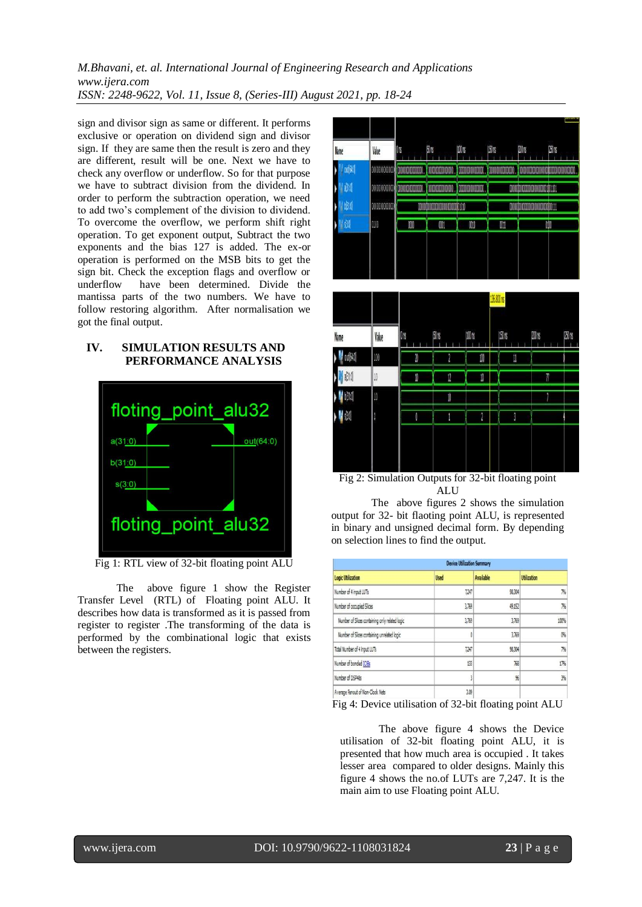sign and divisor sign as same or different. It performs exclusive or operation on dividend sign and divisor sign. If they are same then the result is zero and they are different, result will be one. Next we have to check any overflow or underflow. So for that purpose we have to subtract division from the dividend. In order to perform the subtraction operation, we need to add two's complement of the division to dividend. To overcome the overflow, we perform shift right operation. To get exponent output, Subtract the two exponents and the bias 127 is added. The ex-or operation is performed on the MSB bits to get the sign bit. Check the exception flags and overflow or underflow have been determined. Divide the mantissa parts of the two numbers. We have to follow restoring algorithm. After normalisation we got the final output.

## IV. SIMULATION RESULTS AND PERFORMANCE ANALYSIS

Fig 1: RTL view of 32-bit floating point ALU

The above figure 1 show the Register Transfer Level (RTL) of Floating point ALU. It describes how data is transformed as it is passed from register to register .The transforming of the data is performed by the combinational logic that exists between the registers.

Fig 2: Simulation Outputs for 32-bit floating point ALU

The above figures 2 shows the simulation output for 32- bit flaoting point ALU, is represented in binary and unsigned decimal form. By depending on selection lines to find the output.

| Device Utilization Summary | | | |
|---|---|---|---|
| Logic Utilization | Used | Available | Utilization |
| Number of 4 input LUTs | 7,247 | 98,304 | 7% |
| Number of occupied Slices | 3,769 | 49,152 | 7% |
| Number of Slices containing only related logic | 3,769 | 3,769 | 100% |
| Number of Slices containing unrelated logic | 0 | 3,769 | 0% |
| Total Number of 4 input LUTs | 7,247 | 98,304 | 7% |
| Number of bonded IOBs | 133 | 768 | 17% |
| Number of DSP48s | 3 | 96 | 3% |
| Average Fanout of Non-Clock Nets | 3.09 | | |

Fig 4: Device utilisation of 32-bit floating point ALU

The above figure 4 shows the Device utilisation of 32-bit floating point ALU, it is presented that how much area is occupied . It takes lesser area compared to older designs. Mainly this figure 4 shows the no.of LUTs are 7,247. It is the main aim to use Floating point ALU.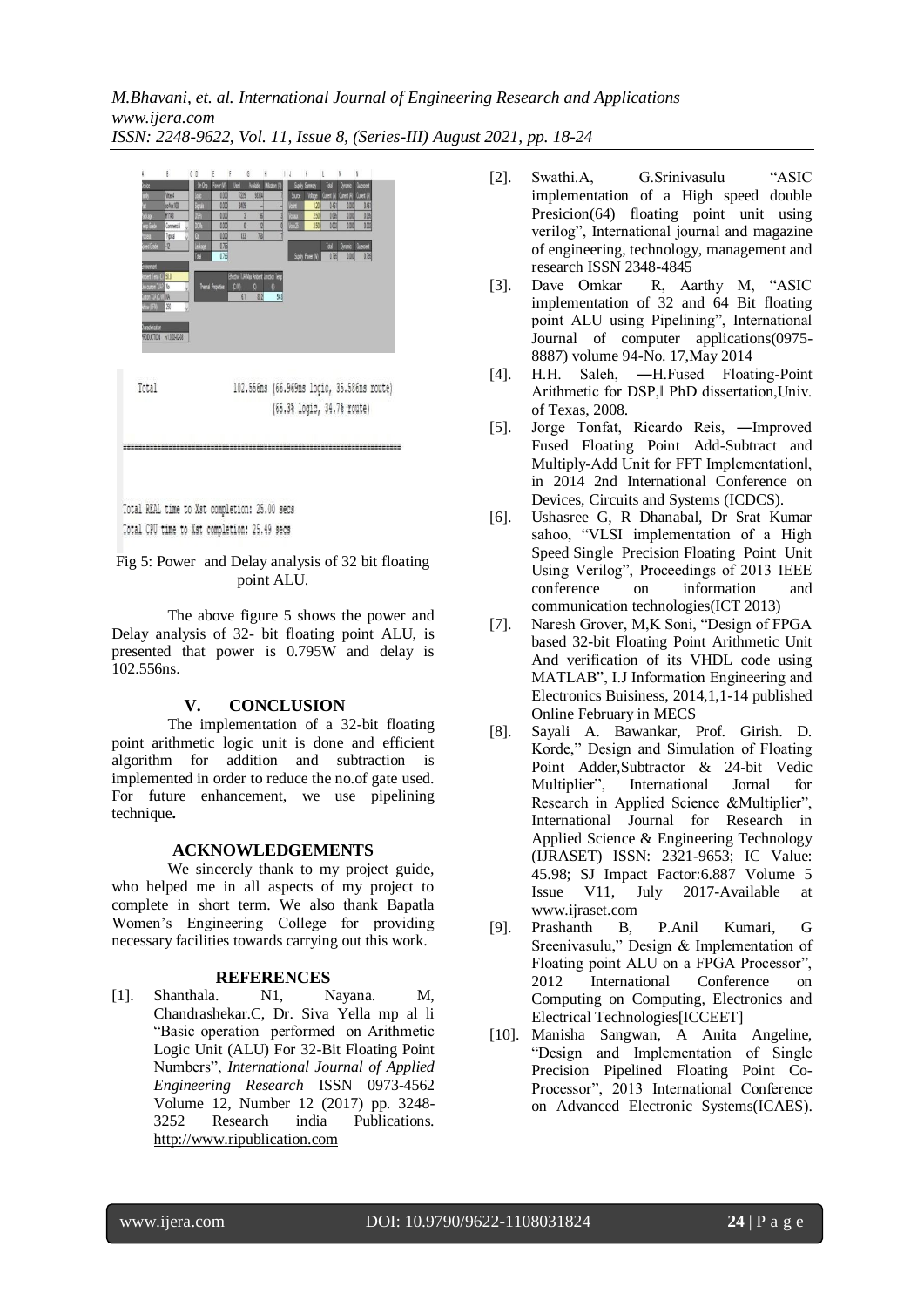```
Total                    102.556ns (66.968ns logic, 35.588ns route)
                                   (65.3% logic, 34.7% route)

Total REAL time to Xst completion: 25.00 secs
Total CPU time to Xst completion: 25.49 secs
```

Fig 5: Power and Delay analysis of 32 bit floating point ALU.

The above figure 5 shows the power and Delay analysis of 32- bit floating point ALU, is presented that power is 0.795W and delay is 102.556ns.

## V. CONCLUSION

The implementation of a 32-bit floating point arithmetic logic unit is done and efficient algorithm for addition and subtraction is implemented in order to reduce the no.of gate used. For future enhancement, we use pipelining technique**.**

## ACKNOWLEDGEMENTS

We sincerely thank to my project guide, who helped me in all aspects of my project to complete in short term. We also thank Bapatla Women's Engineering College for providing necessary facilities towards carrying out this work.

## REFERENCES

[1]. Shanthala. N1, Nayana. M, Chandrashekar.C, Dr. Siva Yella mp al li "Basic operation performed on Arithmetic Logic Unit (ALU) For 32-Bit Floating Point Numbers", *International Journal of Applied Engineering Research* ISSN 0973-4562 Volume 12, Number 12 (2017) pp. 3248-3252 Research india Publications. http://www.ripublication.com

[2]. Swathi.A, G.Srinivasulu "ASIC implementation of a High speed double Presicion(64) floating point unit using verilog", International journal and magazine of engineering, technology, management and research ISSN 2348-4845

[3]. Dave Omkar R, Aarthy M, "ASIC implementation of 32 and 64 Bit floating point ALU using Pipelining", International Journal of computer applications(0975-8887) volume 94-No. 17,May 2014

[4]. H.H. Saleh, ―H.Fused Floating-Point Arithmetic for DSP,‖ PhD dissertation,Univ. of Texas, 2008.

[5]. Jorge Tonfat, Ricardo Reis, ―Improved Fused Floating Point Add-Subtract and Multiply-Add Unit for FFT Implementation‖, in 2014 2nd International Conference on Devices, Circuits and Systems (ICDCS).

[6]. Ushasree G, R Dhanabal, Dr Srat Kumar sahoo, "VLSI implementation of a High Speed Single Precision Floating Point Unit Using Verilog", Proceedings of 2013 IEEE conference on information and communication technologies(ICT 2013)

[7]. Naresh Grover, M,K Soni, "Design of FPGA based 32-bit Floating Point Arithmetic Unit And verification of its VHDL code using MATLAB", I.J Information Engineering and Electronics Buisiness, 2014,1,1-14 published Online February in MECS

[8]. Sayali A. Bawankar, Prof. Girish. D. Korde," Design and Simulation of Floating Point Adder,Subtractor & 24-bit Vedic Multiplier", International Jornal for Research in Applied Science &Multiplier", International Journal for Research in Applied Science & Engineering Technology (IJRASET) ISSN: 2321-9653; IC Value: 45.98; SJ Impact Factor:6.887 Volume 5 Issue V11, July 2017-Available at www.ijraset.com

[9]. Prashanth B, P.Anil Kumari, G Sreenivasulu," Design & Implementation of Floating point ALU on a FPGA Processor", 2012 International Conference on Computing on Computing, Electronics and Electrical Technologies[ICCEET]

[10]. Manisha Sangwan, A Anita Angeline, "Design and Implementation of Single Precision Pipelined Floating Point Co-Processor", 2013 International Conference on Advanced Electronic Systems(ICAES).